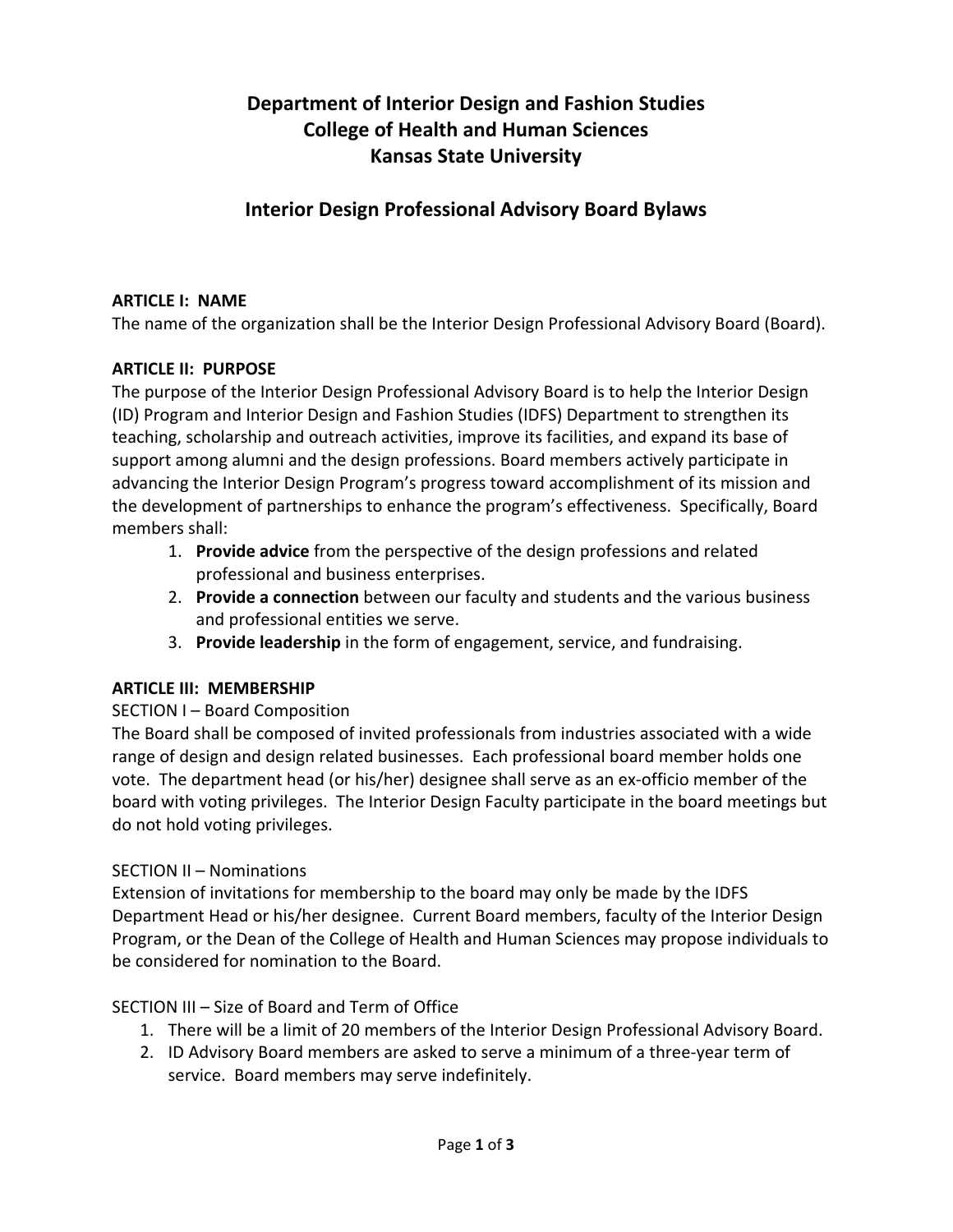# Department of Interior Design and Fashion Studies
# College of Health and Human Sciences
# Kansas State University

## Interior Design Professional Advisory Board Bylaws

**ARTICLE I: NAME**

The name of the organization shall be the Interior Design Professional Advisory Board (Board).

**ARTICLE II: PURPOSE**

The purpose of the Interior Design Professional Advisory Board is to help the Interior Design (ID) Program and Interior Design and Fashion Studies (IDFS) Department to strengthen its teaching, scholarship and outreach activities, improve its facilities, and expand its base of support among alumni and the design professions. Board members actively participate in advancing the Interior Design Program's progress toward accomplishment of its mission and the development of partnerships to enhance the program's effectiveness. Specifically, Board members shall:

1. **Provide advice** from the perspective of the design professions and related professional and business enterprises.
2. **Provide a connection** between our faculty and students and the various business and professional entities we serve.
3. **Provide leadership** in the form of engagement, service, and fundraising.

**ARTICLE III: MEMBERSHIP**

SECTION I – Board Composition

The Board shall be composed of invited professionals from industries associated with a wide range of design and design related businesses. Each professional board member holds one vote. The department head (or his/her) designee shall serve as an ex-officio member of the board with voting privileges. The Interior Design Faculty participate in the board meetings but do not hold voting privileges.

SECTION II – Nominations

Extension of invitations for membership to the board may only be made by the IDFS Department Head or his/her designee. Current Board members, faculty of the Interior Design Program, or the Dean of the College of Health and Human Sciences may propose individuals to be considered for nomination to the Board.

SECTION III – Size of Board and Term of Office

1. There will be a limit of 20 members of the Interior Design Professional Advisory Board.
2. ID Advisory Board members are asked to serve a minimum of a three-year term of service. Board members may serve indefinitely.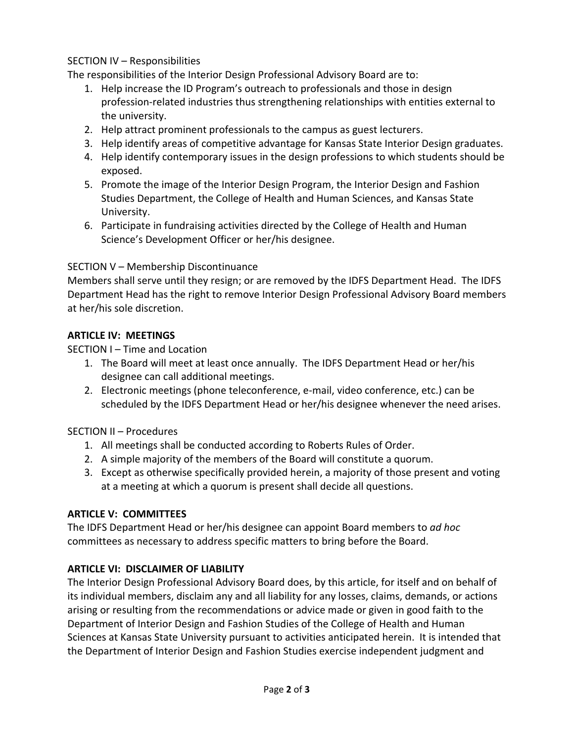SECTION IV – Responsibilities

The responsibilities of the Interior Design Professional Advisory Board are to:

1. Help increase the ID Program's outreach to professionals and those in design profession-related industries thus strengthening relationships with entities external to the university.
2. Help attract prominent professionals to the campus as guest lecturers.
3. Help identify areas of competitive advantage for Kansas State Interior Design graduates.
4. Help identify contemporary issues in the design professions to which students should be exposed.
5. Promote the image of the Interior Design Program, the Interior Design and Fashion Studies Department, the College of Health and Human Sciences, and Kansas State University.
6. Participate in fundraising activities directed by the College of Health and Human Science's Development Officer or her/his designee.

SECTION V – Membership Discontinuance

Members shall serve until they resign; or are removed by the IDFS Department Head. The IDFS Department Head has the right to remove Interior Design Professional Advisory Board members at her/his sole discretion.

## ARTICLE IV: MEETINGS

SECTION I – Time and Location

1. The Board will meet at least once annually. The IDFS Department Head or her/his designee can call additional meetings.
2. Electronic meetings (phone teleconference, e-mail, video conference, etc.) can be scheduled by the IDFS Department Head or her/his designee whenever the need arises.

SECTION II – Procedures

1. All meetings shall be conducted according to Roberts Rules of Order.
2. A simple majority of the members of the Board will constitute a quorum.
3. Except as otherwise specifically provided herein, a majority of those present and voting at a meeting at which a quorum is present shall decide all questions.

## ARTICLE V: COMMITTEES

The IDFS Department Head or her/his designee can appoint Board members to *ad hoc* committees as necessary to address specific matters to bring before the Board.

## ARTICLE VI: DISCLAIMER OF LIABILITY

The Interior Design Professional Advisory Board does, by this article, for itself and on behalf of its individual members, disclaim any and all liability for any losses, claims, demands, or actions arising or resulting from the recommendations or advice made or given in good faith to the Department of Interior Design and Fashion Studies of the College of Health and Human Sciences at Kansas State University pursuant to activities anticipated herein. It is intended that the Department of Interior Design and Fashion Studies exercise independent judgment and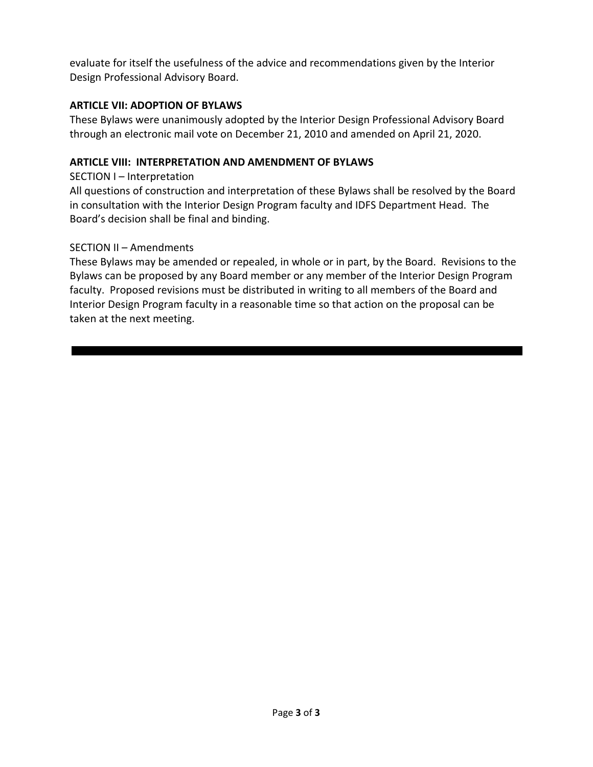evaluate for itself the usefulness of the advice and recommendations given by the Interior Design Professional Advisory Board.

**ARTICLE VII: ADOPTION OF BYLAWS**

These Bylaws were unanimously adopted by the Interior Design Professional Advisory Board through an electronic mail vote on December 21, 2010 and amended on April 21, 2020.

**ARTICLE VIII: INTERPRETATION AND AMENDMENT OF BYLAWS**

SECTION I – Interpretation

All questions of construction and interpretation of these Bylaws shall be resolved by the Board in consultation with the Interior Design Program faculty and IDFS Department Head. The Board's decision shall be final and binding.

SECTION II – Amendments

These Bylaws may be amended or repealed, in whole or in part, by the Board. Revisions to the Bylaws can be proposed by any Board member or any member of the Interior Design Program faculty. Proposed revisions must be distributed in writing to all members of the Board and Interior Design Program faculty in a reasonable time so that action on the proposal can be taken at the next meeting.